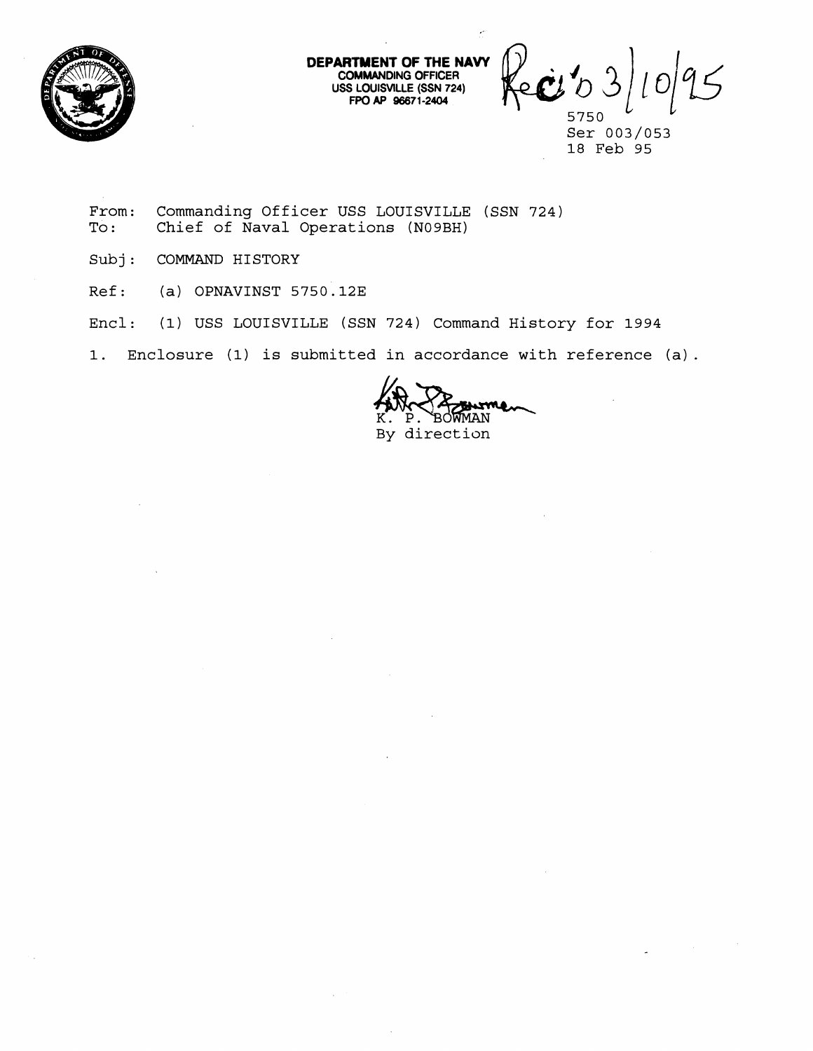**DEPARTMENT OF THE NAVY**
**COMMANDING OFFICER**
**USS LOUISVILLE (SSN 724)**
**FPO AP 96671-2404**

Rec'd 3/10/95

5750
Ser 003/053
18 Feb 95

From: Commanding Officer USS LOUISVILLE (SSN 724)
To: Chief of Naval Operations (N09BH)

Subj: COMMAND HISTORY

Ref: (a) OPNAVINST 5750.12E

Encl: (1) USS LOUISVILLE (SSN 724) Command History for 1994

1. Enclosure (1) is submitted in accordance with reference (a).

K. P. BOWMAN
By direction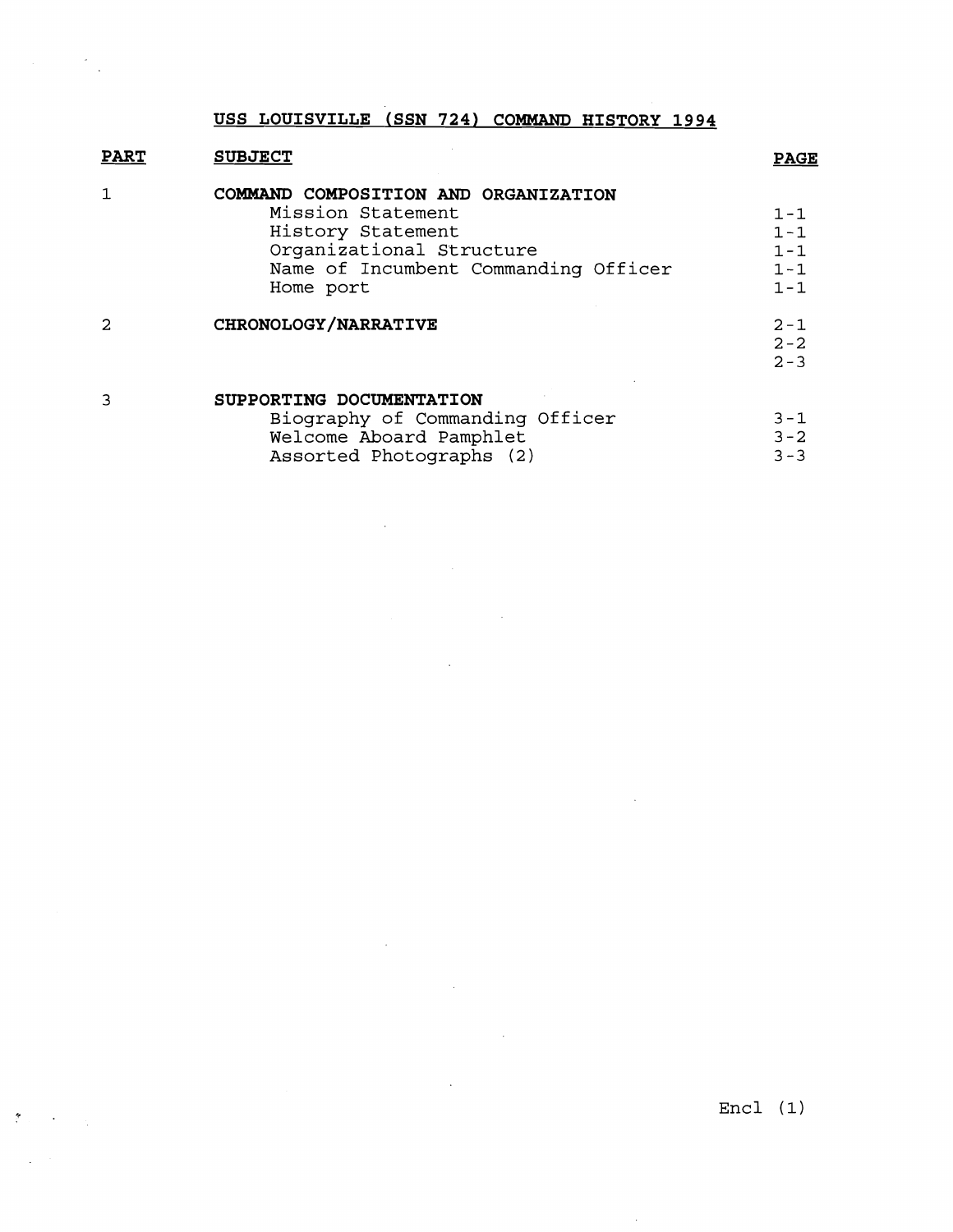# USS LOUISVILLE (SSN 724) COMMAND HISTORY 1994

| PART | SUBJECT | PAGE |
|---|---|---|
| 1 | **COMMAND COMPOSITION AND ORGANIZATION** | |
| | Mission Statement | 1-1 |
| | History Statement | 1-1 |
| | Organizational Structure | 1-1 |
| | Name of Incumbent Commanding Officer | 1-1 |
| | Home port | 1-1 |
| 2 | **CHRONOLOGY/NARRATIVE** | 2-1 |
| | | 2-2 |
| | | 2-3 |
| 3 | **SUPPORTING DOCUMENTATION** | |
| | Biography of Commanding Officer | 3-1 |
| | Welcome Aboard Pamphlet | 3-2 |
| | Assorted Photographs (2) | 3-3 |

Encl (1)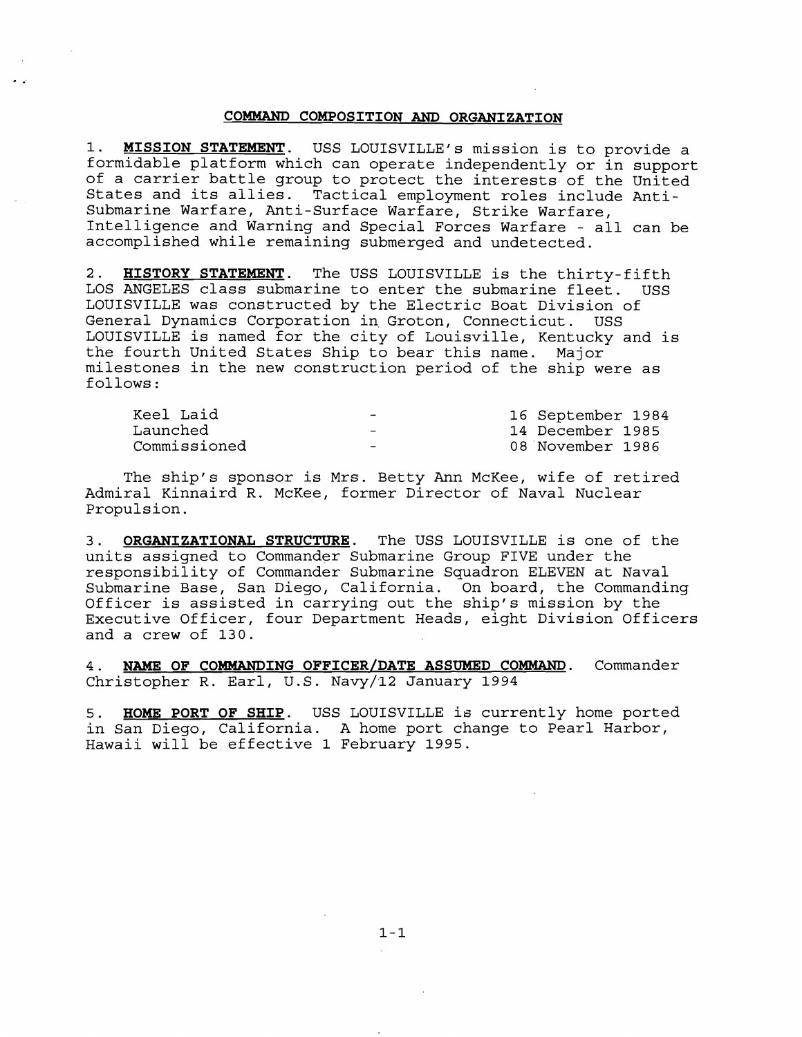# COMMAND COMPOSITION AND ORGANIZATION

1. **MISSION STATEMENT**. USS LOUISVILLE's mission is to provide a formidable platform which can operate independently or in support of a carrier battle group to protect the interests of the United States and its allies. Tactical employment roles include Anti-Submarine Warfare, Anti-Surface Warfare, Strike Warfare, Intelligence and Warning and Special Forces Warfare - all can be accomplished while remaining submerged and undetected.

2. **HISTORY STATEMENT**. The USS LOUISVILLE is the thirty-fifth LOS ANGELES class submarine to enter the submarine fleet. USS LOUISVILLE was constructed by the Electric Boat Division of General Dynamics Corporation in Groton, Connecticut. USS LOUISVILLE is named for the city of Louisville, Kentucky and is the fourth United States Ship to bear this name. Major milestones in the new construction period of the ship were as follows:

| | | |
|---|---|---|
| Keel Laid | - | 16 September 1984 |
| Launched | - | 14 December 1985 |
| Commissioned | - | 08 November 1986 |

The ship's sponsor is Mrs. Betty Ann McKee, wife of retired Admiral Kinnaird R. McKee, former Director of Naval Nuclear Propulsion.

3. **ORGANIZATIONAL STRUCTURE**. The USS LOUISVILLE is one of the units assigned to Commander Submarine Group FIVE under the responsibility of Commander Submarine Squadron ELEVEN at Naval Submarine Base, San Diego, California. On board, the Commanding Officer is assisted in carrying out the ship's mission by the Executive Officer, four Department Heads, eight Division Officers and a crew of 130.

4. **NAME OF COMMANDING OFFICER/DATE ASSUMED COMMAND**. Commander Christopher R. Earl, U.S. Navy/12 January 1994

5. **HOME PORT OF SHIP**. USS LOUISVILLE is currently home ported in San Diego, California. A home port change to Pearl Harbor, Hawaii will be effective 1 February 1995.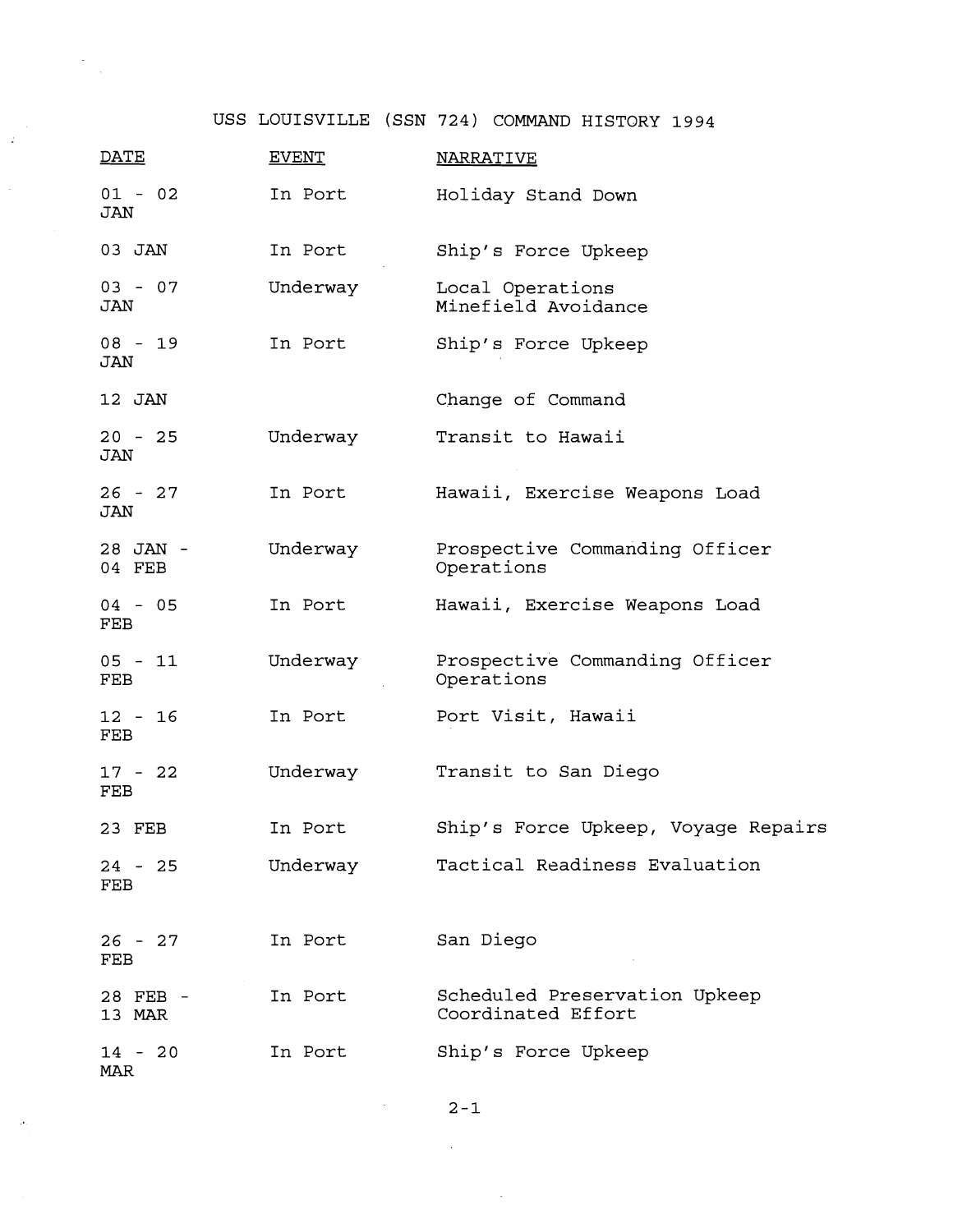# USS LOUISVILLE (SSN 724) COMMAND HISTORY 1994

| DATE | EVENT | NARRATIVE |
|---|---|---|
| 01 - 02 JAN | In Port | Holiday Stand Down |
| 03 JAN | In Port | Ship's Force Upkeep |
| 03 - 07 JAN | Underway | Local Operations Minefield Avoidance |
| 08 - 19 JAN | In Port | Ship's Force Upkeep |
| 12 JAN | | Change of Command |
| 20 - 25 JAN | Underway | Transit to Hawaii |
| 26 - 27 JAN | In Port | Hawaii, Exercise Weapons Load |
| 28 JAN - 04 FEB | Underway | Prospective Commanding Officer Operations |
| 04 - 05 FEB | In Port | Hawaii, Exercise Weapons Load |
| 05 - 11 FEB | Underway | Prospective Commanding Officer Operations |
| 12 - 16 FEB | In Port | Port Visit, Hawaii |
| 17 - 22 FEB | Underway | Transit to San Diego |
| 23 FEB | In Port | Ship's Force Upkeep, Voyage Repairs |
| 24 - 25 FEB | Underway | Tactical Readiness Evaluation |
| 26 - 27 FEB | In Port | San Diego |
| 28 FEB - 13 MAR | In Port | Scheduled Preservation Upkeep Coordinated Effort |
| 14 - 20 MAR | In Port | Ship's Force Upkeep |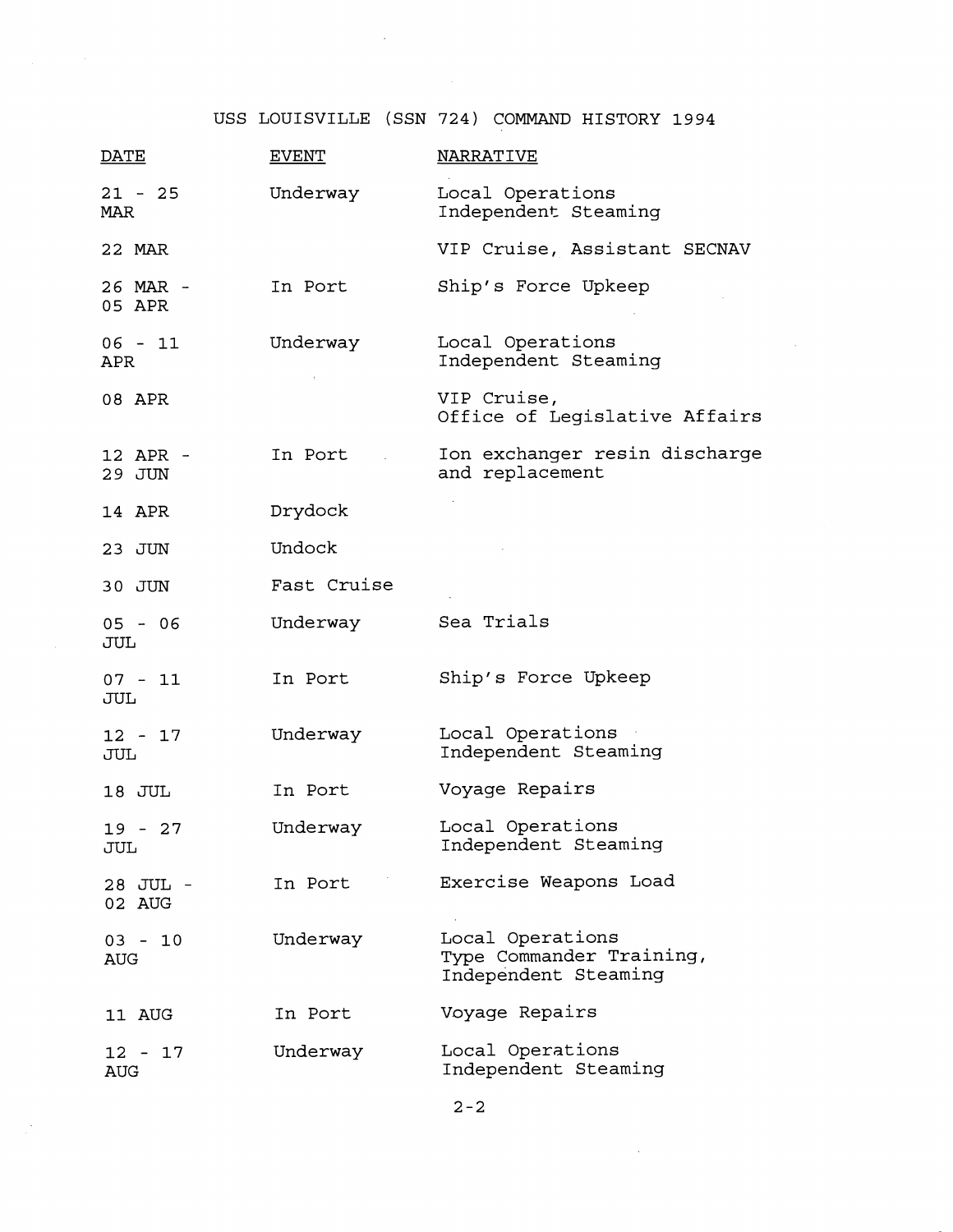# USS LOUISVILLE (SSN 724) COMMAND HISTORY 1994

| DATE | EVENT | NARRATIVE |
|---|---|---|
| 21 - 25 MAR | Underway | Local Operations Independent Steaming |
| 22 MAR | | VIP Cruise, Assistant SECNAV |
| 26 MAR - 05 APR | In Port | Ship's Force Upkeep |
| 06 - 11 APR | Underway | Local Operations Independent Steaming |
| 08 APR | | VIP Cruise, Office of Legislative Affairs |
| 12 APR - 29 JUN | In Port | Ion exchanger resin discharge and replacement |
| 14 APR | Drydock | |
| 23 JUN | Undock | |
| 30 JUN | Fast Cruise | |
| 05 - 06 JUL | Underway | Sea Trials |
| 07 - 11 JUL | In Port | Ship's Force Upkeep |
| 12 - 17 JUL | Underway | Local Operations Independent Steaming |
| 18 JUL | In Port | Voyage Repairs |
| 19 - 27 JUL | Underway | Local Operations Independent Steaming |
| 28 JUL - 02 AUG | In Port | Exercise Weapons Load |
| 03 - 10 AUG | Underway | Local Operations Type Commander Training, Independent Steaming |
| 11 AUG | In Port | Voyage Repairs |
| 12 - 17 AUG | Underway | Local Operations Independent Steaming |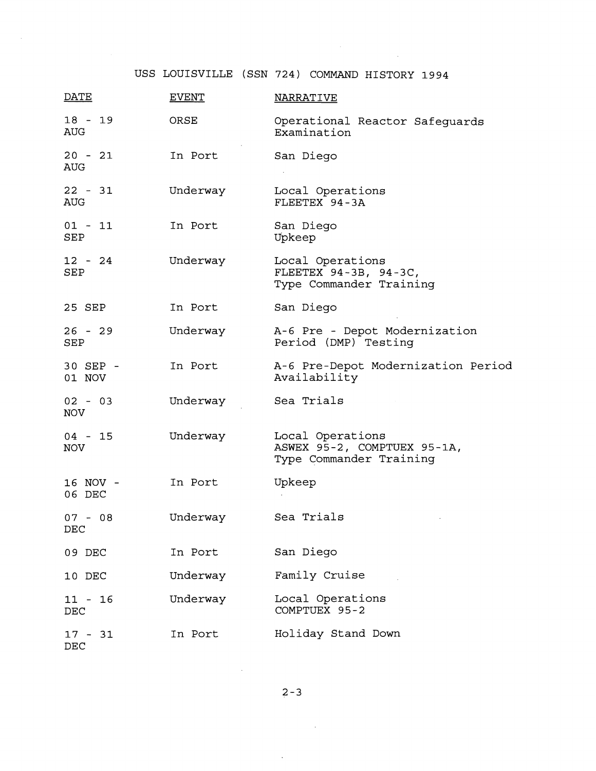USS LOUISVILLE (SSN 724) COMMAND HISTORY 1994

| DATE | EVENT | NARRATIVE |
|---|---|---|
| 18 - 19 AUG | ORSE | Operational Reactor Safeguards Examination |
| 20 - 21 AUG | In Port | San Diego |
| 22 - 31 AUG | Underway | Local Operations FLEETEX 94-3A |
| 01 - 11 SEP | In Port | San Diego Upkeep |
| 12 - 24 SEP | Underway | Local Operations FLEETEX 94-3B, 94-3C, Type Commander Training |
| 25 SEP | In Port | San Diego |
| 26 - 29 SEP | Underway | A-6 Pre - Depot Modernization Period (DMP) Testing |
| 30 SEP - 01 NOV | In Port | A-6 Pre-Depot Modernization Period Availability |
| 02 - 03 NOV | Underway | Sea Trials |
| 04 - 15 NOV | Underway | Local Operations ASWEX 95-2, COMPTUEX 95-1A, Type Commander Training |
| 16 NOV - 06 DEC | In Port | Upkeep |
| 07 - 08 DEC | Underway | Sea Trials |
| 09 DEC | In Port | San Diego |
| 10 DEC | Underway | Family Cruise |
| 11 - 16 DEC | Underway | Local Operations COMPTUEX 95-2 |
| 17 - 31 DEC | In Port | Holiday Stand Down |